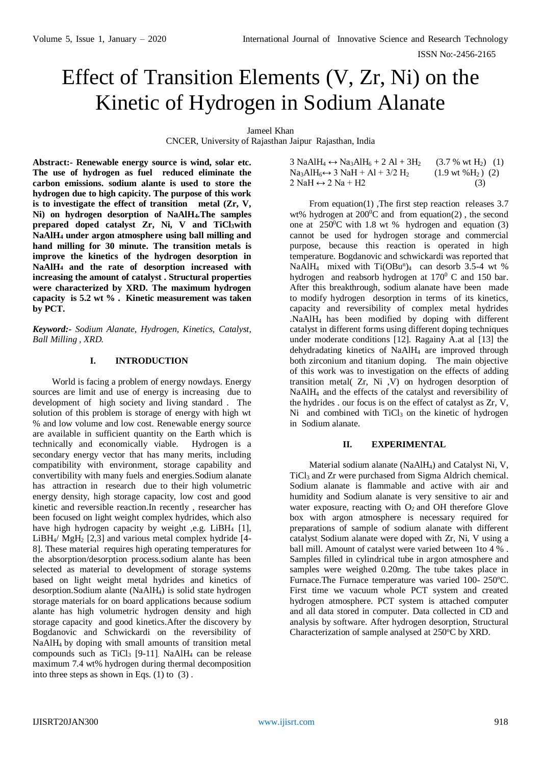# Effect of Transition Elements (V, Zr, Ni) on the Kinetic of Hydrogen in Sodium Alanate

Jameel Khan

CNCER, University of Rajasthan Jaipur Rajasthan, India

**Abstract:- Renewable energy source is wind, solar etc. The use of hydrogen as fuel reduced eliminate the carbon emissions. sodium alante is used to store the hydrogen due to high capicity. The purpose of this work is to investigate the effect of transition metal (Zr, V, Ni) on hydrogen desorption of $NaAlH_4$.The samples prepared doped catalyst Zr, Ni, V and $TiCl_3$with $NaAlH_4$ under argon atmosphere using ball milling and hand milling for 30 minute. The transition metals is improve the kinetics of the hydrogen desorption in $NaAlH_4$ and the rate of desorption increased with increasing the amount of catalyst . Structural properties were characterized by XRD. The maximum hydrogen capacity is 5.2 wt % . Kinetic measurement was taken by PCT.**

***Keyword:-*** *Sodium Alanate, Hydrogen, Kinetics, Catalyst, Ball Milling , XRD.*

## I. INTRODUCTION

World is facing a problem of energy nowdays. Energy sources are limit and use of energy is increasing due to development of high society and living standard . The solution of this problem is storage of energy with high wt % and low volume and low cost. Renewable energy source are available in sufficient quantity on the Earth which is technically and economically viable. Hydrogen is a secondary energy vector that has many merits, including compatibility with environment, storage capability and convertibility with many fuels and energies.Sodium alanate has attraction in research due to their high volumetric energy density, high storage capacity, low cost and good kinetic and reversible reaction.In recently , researcher has been focused on light weight complex hydrides, which also have high hydrogen capacity by weight ,e.g. $LiBH_4$ [1], $LiBH_4$/ $MgH_2$ [2,3] and various metal complex hydride [4-8]. These material requires high operating temperatures for the absorption/desorption process.sodium alante has been selected as material to development of storage systems based on light weight metal hydrides and kinetics of desorption.Sodium alante ($NaAlH_4$) is solid state hydrogen storage materials for on board applications because sodium alante has high volumetric hydrogen density and high storage capacity and good kinetics.After the discovery by Bogdanovic and Schwickardi on the reversibility of $NaAlH_4$ by doping with small amounts of transition metal compounds such as $TiCl_3$ [9-11]. $NaAlH_4$ can be release maximum 7.4 wt% hydrogen during thermal decomposition into three steps as shown in Eqs. (1) to (3) .

$$3\ NaAlH_4 \leftrightarrow Na_3AlH_6 + 2\ Al + 3H_2 \quad (3.7\ \%\ wt\ H_2) \quad (1)$$

$$Na_3AlH_6 \leftrightarrow 3\ NaH + Al + 3/2\ H_2 \quad (1.9\ wt\ \%H_2) \quad (2)$$

$$2\ NaH \leftrightarrow 2\ Na + H2 \quad (3)$$

From equation(1) ,The first step reaction releases 3.7 wt% hydrogen at $200^0$C and from equation(2) , the second one at $250^0$C with 1.8 wt % hydrogen and equation (3) cannot be used for hydrogen storage and commercial purpose, because this reaction is operated in high temperature. Bogdanovic and schwickardi was reported that $NaAlH_4$ mixed with $Ti(OBu^n)_4$ can desorb 3.5-4 wt % hydrogen and reabsorb hydrogen at $170^0$ C and 150 bar. After this breakthrough, sodium alanate have been made to modify hydrogen desorption in terms of its kinetics, capacity and reversibility of complex metal hydrides .$NaAlH_4$ has been modified by doping with different catalyst in different forms using different doping techniques under moderate conditions [12]. Ragainy A.at al [13] the dehydradating kinetics of $NaAlH_4$ are improved through both zirconium and titanium doping. The main objective of this work was to investigation on the effects of adding transition metal( Zr, Ni ,V) on hydrogen desorption of $NaAlH_4$ and the effects of the catalyst and reversibility of the hydrides . our focus is on the effect of catalyst as Zr, V, Ni and combined with $TiCl_3$ on the kinetic of hydrogen in Sodium alanate.

## II. EXPERIMENTAL

Material sodium alanate ($NaAlH_4$) and Catalyst Ni, V, $TiCl_3$ and Zr were purchased from Sigma Aldrich chemical. Sodium alanate is flammable and active with air and humidity and Sodium alanate is very sensitive to air and water exposure, reacting with $O_2$ and OH therefore Glove box with argon atmosphere is necessary required for preparations of sample of sodium alanate with different catalyst. Sodium alanate were doped with Zr, Ni, V using a ball mill. Amount of catalyst were varied between 1to 4 % . Samples filled in cylindrical tube in argon atmosphere and samples were weighed 0.20mg. The tube takes place in Furnace.The Furnace temperature was varied 100- 250$^o$C. First time we vacuum whole PCT system and created hydrogen atmosphere. PCT system is attached computer and all data stored in computer. Data collected in CD and analysis by software. After hydrogen desorption, Structural Characterization of sample analysed at 250$^o$C by XRD.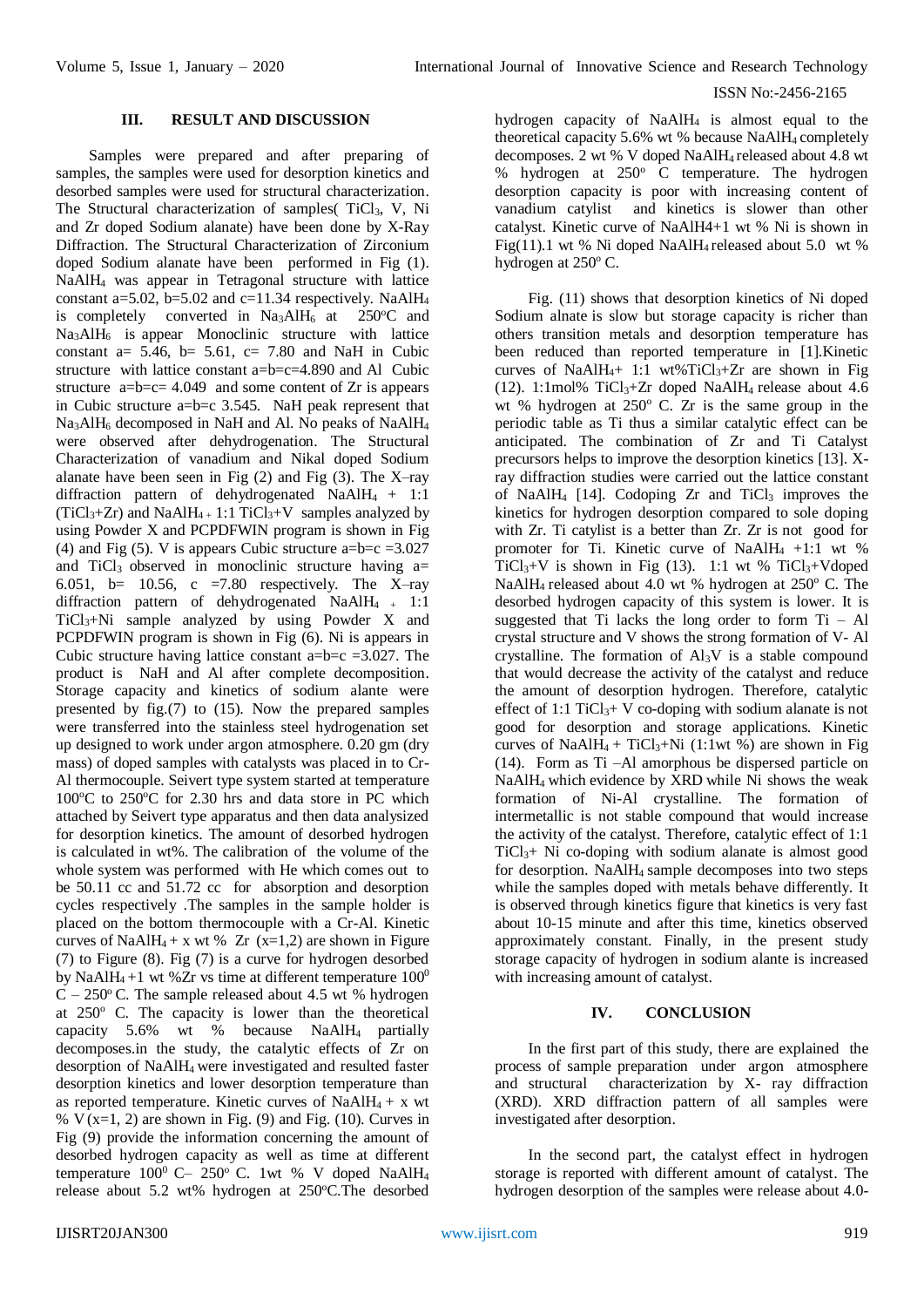## III. RESULT AND DISCUSSION

Samples were prepared and after preparing of samples, the samples were used for desorption kinetics and desorbed samples were used for structural characterization. The Structural characterization of samples( $TiCl_3$, V, Ni and Zr doped Sodium alanate) have been done by X-Ray Diffraction. The Structural Characterization of Zirconium doped Sodium alanate have been performed in Fig (1). $NaAlH_4$ was appear in Tetragonal structure with lattice constant a=5.02, b=5.02 and c=11.34 respectively. $NaAlH_4$ is completely converted in $Na_3AlH_6$ at 250°C and $Na_3AlH_6$ is appear Monoclinic structure with lattice constant a= 5.46, b= 5.61, c= 7.80 and NaH in Cubic structure with lattice constant a=b=c=4.890 and Al Cubic structure a=b=c= 4.049 and some content of Zr is appears in Cubic structure a=b=c 3.545. NaH peak represent that $Na_3AlH_6$ decomposed in NaH and Al. No peaks of $NaAlH_4$ were observed after dehydrogenation. The Structural Characterization of vanadium and Nikal doped Sodium alanate have been seen in Fig (2) and Fig (3). The X–ray diffraction pattern of dehydrogenated $NaAlH_4$ + 1:1 ($TiCl_3$+Zr) and $NaAlH_4$ + 1:1 $TiCl_3$+V samples analyzed by using Powder X and PCPDFWIN program is shown in Fig (4) and Fig (5). V is appears Cubic structure a=b=c =3.027 and $TiCl_3$ observed in monoclinic structure having a= 6.051, b= 10.56, c =7.80 respectively. The X–ray diffraction pattern of dehydrogenated $NaAlH_4$ + 1:1 $TiCl_3$+Ni sample analyzed by using Powder X and PCPDFWIN program is shown in Fig (6). Ni is appears in Cubic structure having lattice constant a=b=c =3.027. The product is NaH and Al after complete decomposition. Storage capacity and kinetics of sodium alante were presented by fig.(7) to (15). Now the prepared samples were transferred into the stainless steel hydrogenation set up designed to work under argon atmosphere. 0.20 gm (dry mass) of doped samples with catalysts was placed in to Cr-Al thermocouple. Seivert type system started at temperature 100°C to 250°C for 2.30 hrs and data store in PC which attached by Seivert type apparatus and then data analysized for desorption kinetics. The amount of desorbed hydrogen is calculated in wt%. The calibration of the volume of the whole system was performed with He which comes out to be 50.11 cc and 51.72 cc for absorption and desorption cycles respectively .The samples in the sample holder is placed on the bottom thermocouple with a Cr-Al. Kinetic curves of $NaAlH_4$ + x wt % Zr (x=1,2) are shown in Figure (7) to Figure (8). Fig (7) is a curve for hydrogen desorbed by $NaAlH_4$ +1 wt %Zr vs time at different temperature $100^0$ C – 250° C. The sample released about 4.5 wt % hydrogen at 250° C. The capacity is lower than the theoretical capacity 5.6% wt % because $NaAlH_4$ partially decomposes.in the study, the catalytic effects of Zr on desorption of $NaAlH_4$ were investigated and resulted faster desorption kinetics and lower desorption temperature than as reported temperature. Kinetic curves of $NaAlH_4$ + x wt % V (x=1, 2) are shown in Fig. (9) and Fig. (10). Curves in Fig (9) provide the information concerning the amount of desorbed hydrogen capacity as well as time at different temperature $100^0$ C– 250° C. 1wt % V doped $NaAlH_4$ release about 5.2 wt% hydrogen at 250°C.The desorbed hydrogen capacity of $NaAlH_4$ is almost equal to the theoretical capacity 5.6% wt % because $NaAlH_4$ completely decomposes. 2 wt % V doped $NaAlH_4$ released about 4.8 wt % hydrogen at 250° C temperature. The hydrogen desorption capacity is poor with increasing content of vanadium catylist and kinetics is slower than other catalyst. Kinetic curve of NaAlH4+1 wt % Ni is shown in Fig(11).1 wt % Ni doped $NaAlH_4$ released about 5.0 wt % hydrogen at 250° C.

Fig. (11) shows that desorption kinetics of Ni doped Sodium alnate is slow but storage capacity is richer than others transition metals and desorption temperature has been reduced than reported temperature in [1].Kinetic curves of $NaAlH_4$+ 1:1 wt%$TiCl_3$+Zr are shown in Fig (12). 1:1mol% $TiCl_3$+Zr doped $NaAlH_4$ release about 4.6 wt % hydrogen at 250° C. Zr is the same group in the periodic table as Ti thus a similar catalytic effect can be anticipated. The combination of Zr and Ti Catalyst precursors helps to improve the desorption kinetics [13]. X-ray diffraction studies were carried out the lattice constant of $NaAlH_4$ [14]. Codoping Zr and $TiCl_3$ improves the kinetics for hydrogen desorption compared to sole doping with Zr. Ti catylist is a better than Zr. Zr is not good for promoter for Ti. Kinetic curve of $NaAlH_4$ +1:1 wt % $TiCl_3$+V is shown in Fig (13). 1:1 wt % $TiCl_3$+Vdoped $NaAlH_4$ released about 4.0 wt % hydrogen at 250° C. The desorbed hydrogen capacity of this system is lower. It is suggested that Ti lacks the long order to form Ti – Al crystal structure and V shows the strong formation of V- Al crystalline. The formation of $Al_3V$ is a stable compound that would decrease the activity of the catalyst and reduce the amount of desorption hydrogen. Therefore, catalytic effect of 1:1 $TiCl_3$+ V co-doping with sodium alanate is not good for desorption and storage applications. Kinetic curves of $NaAlH_4$ + $TiCl_3$+Ni (1:1wt %) are shown in Fig (14). Form as Ti –Al amorphous be dispersed particle on $NaAlH_4$ which evidence by XRD while Ni shows the weak formation of Ni-Al crystalline. The formation of intermetallic is not stable compound that would increase the activity of the catalyst. Therefore, catalytic effect of 1:1 $TiCl_3$+ Ni co-doping with sodium alanate is almost good for desorption. $NaAlH_4$ sample decomposes into two steps while the samples doped with metals behave differently. It is observed through kinetics figure that kinetics is very fast about 10-15 minute and after this time, kinetics observed approximately constant. Finally, in the present study storage capacity of hydrogen in sodium alante is increased with increasing amount of catalyst.

## IV. CONCLUSION

In the first part of this study, there are explained the process of sample preparation under argon atmosphere and structural characterization by X- ray diffraction (XRD). XRD diffraction pattern of all samples were investigated after desorption.

In the second part, the catalyst effect in hydrogen storage is reported with different amount of catalyst. The hydrogen desorption of the samples were release about 4.0-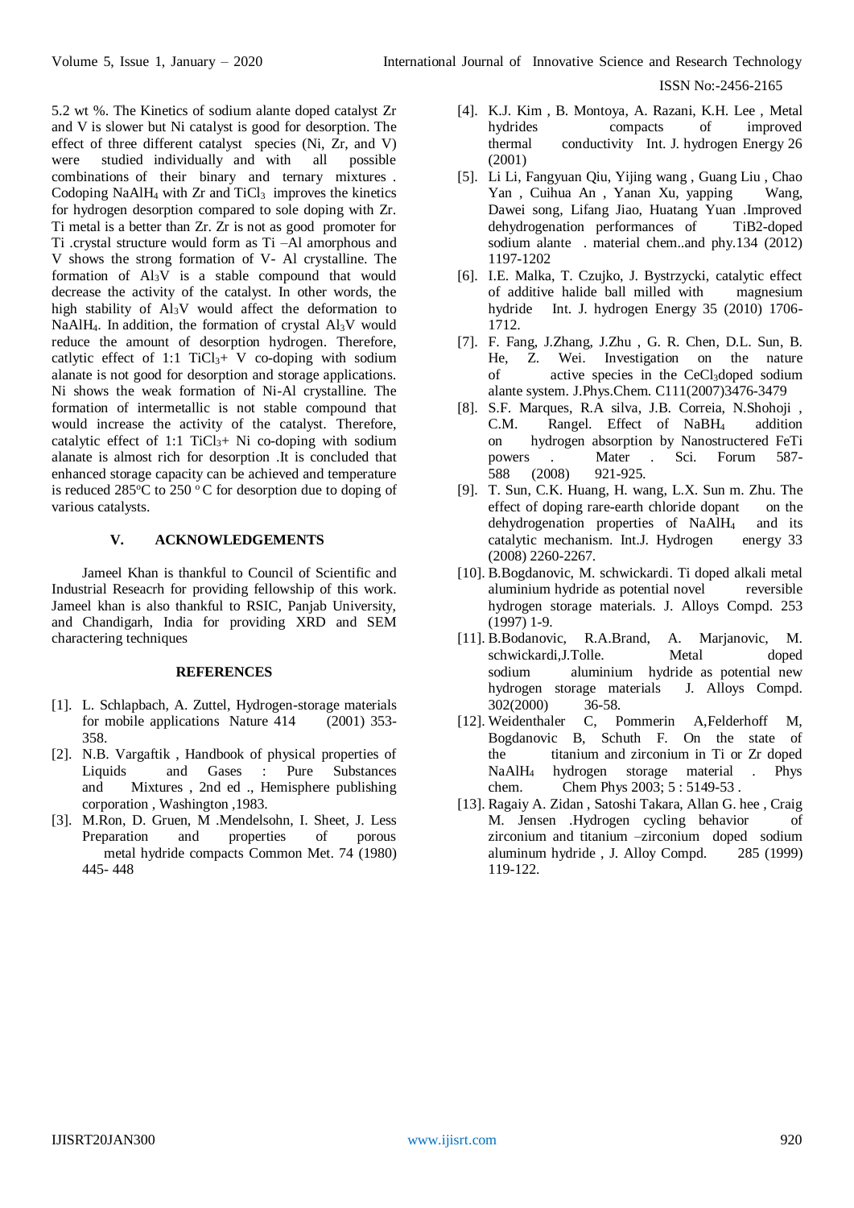5.2 wt %. The Kinetics of sodium alante doped catalyst Zr and V is slower but Ni catalyst is good for desorption. The effect of three different catalyst species (Ni, Zr, and V) were studied individually and with all possible combinations of their binary and ternary mixtures . Codoping $NaAlH_4$ with Zr and $TiCl_3$ improves the kinetics for hydrogen desorption compared to sole doping with Zr. Ti metal is a better than Zr. Zr is not as good promoter for Ti .crystal structure would form as Ti –Al amorphous and V shows the strong formation of V- Al crystalline. The formation of $Al_3V$ is a stable compound that would decrease the activity of the catalyst. In other words, the high stability of $Al_3V$ would affect the deformation to $NaAlH_4$. In addition, the formation of crystal $Al_3V$ would reduce the amount of desorption hydrogen. Therefore, catlytic effect of 1:1 $TiCl_3$+ V co-doping with sodium alanate is not good for desorption and storage applications. Ni shows the weak formation of Ni-Al crystalline. The formation of intermetallic is not stable compound that would increase the activity of the catalyst. Therefore, catalytic effect of 1:1 $TiCl_3$+ Ni co-doping with sodium alanate is almost rich for desorption .It is concluded that enhanced storage capacity can be achieved and temperature is reduced 285°C to 250 °C for desorption due to doping of various catalysts.

## V. ACKNOWLEDGEMENTS

Jameel Khan is thankful to Council of Scientific and Industrial Reseacrh for providing fellowship of this work. Jameel khan is also thankful to RSIC, Panjab University, and Chandigarh, India for providing XRD and SEM charactering techniques

## REFERENCES

[1]. L. Schlapbach, A. Zuttel, Hydrogen-storage materials for mobile applications Nature 414 (2001) 353-358.

[2]. N.B. Vargaftik , Handbook of physical properties of Liquids and Gases : Pure Substances and Mixtures , 2nd ed ., Hemisphere publishing corporation , Washington ,1983.

[3]. M.Ron, D. Gruen, M .Mendelsohn, I. Sheet, J. Less Preparation and properties of porous metal hydride compacts Common Met. 74 (1980) 445- 448

[4]. K.J. Kim , B. Montoya, A. Razani, K.H. Lee , Metal hydrides compacts of improved thermal conductivity Int. J. hydrogen Energy 26 (2001)

[5]. Li Li, Fangyuan Qiu, Yijing wang , Guang Liu , Chao Yan , Cuihua An , Yanan Xu, yapping Wang, Dawei song, Lifang Jiao, Huatang Yuan .Improved dehydrogenation performances of TiB2-doped sodium alante . material chem..and phy.134 (2012) 1197-1202

[6]. I.E. Malka, T. Czujko, J. Bystrzycki, catalytic effect of additive halide ball milled with magnesium hydride Int. J. hydrogen Energy 35 (2010) 1706-1712.

[7]. F. Fang, J.Zhang, J.Zhu , G. R. Chen, D.L. Sun, B. He, Z. Wei. Investigation on the nature of active species in the $CeCl_3$doped sodium alante system. J.Phys.Chem. C111(2007)3476-3479

[8]. S.F. Marques, R.A silva, J.B. Correia, N.Shohoji , C.M. Rangel. Effect of $NaBH_4$ addition on hydrogen absorption by Nanostructered FeTi powers . Mater . Sci. Forum 587-588 (2008) 921-925.

[9]. T. Sun, C.K. Huang, H. wang, L.X. Sun m. Zhu. The effect of doping rare-earth chloride dopant on the dehydrogenation properties of $NaAlH_4$ and its catalytic mechanism. Int.J. Hydrogen energy 33 (2008) 2260-2267.

[10]. B.Bogdanovic, M. schwickardi. Ti doped alkali metal aluminium hydride as potential novel reversible hydrogen storage materials. J. Alloys Compd. 253 (1997) 1-9.

[11]. B.Bodanovic, R.A.Brand, A. Marjanovic, M. schwickardi,J.Tolle. Metal doped sodium aluminium hydride as potential new hydrogen storage materials J. Alloys Compd. 302(2000) 36-58.

[12]. Weidenthaler C, Pommerin A,Felderhoff M, Bogdanovic B, Schuth F. On the state of the titanium and zirconium in Ti or Zr doped $NaAlH_4$ hydrogen storage material . Phys chem. Chem Phys 2003; 5 : 5149-53 .

[13]. Ragaiy A. Zidan , Satoshi Takara, Allan G. hee , Craig M. Jensen .Hydrogen cycling behavior of zirconium and titanium –zirconium doped sodium aluminum hydride , J. Alloy Compd. 285 (1999) 119-122.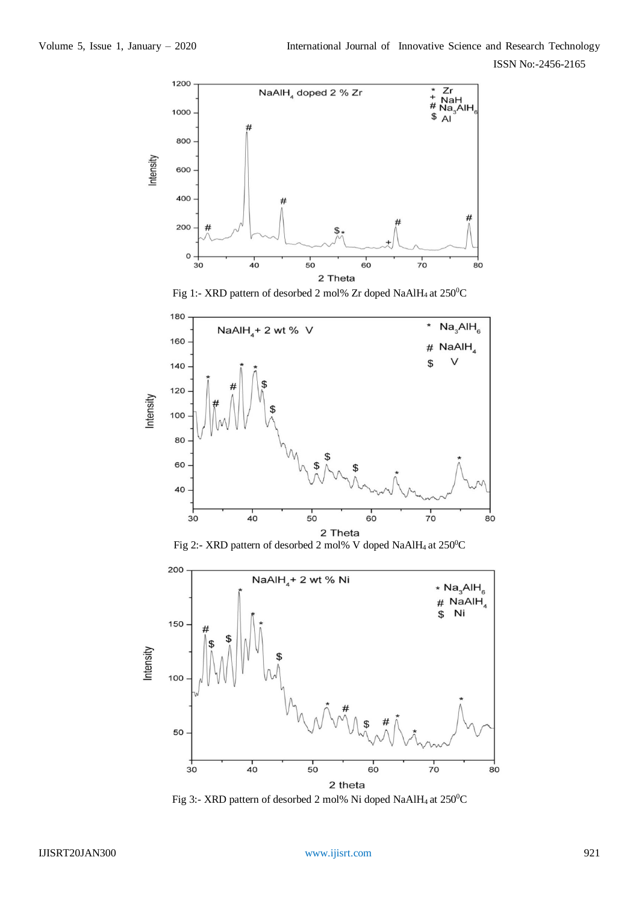Fig 1:- XRD pattern of desorbed 2 mol% Zr doped $NaAlH_4$ at $250^0C$

Fig 2:- XRD pattern of desorbed 2 mol% V doped $NaAlH_4$ at $250^0C$

Fig 3:- XRD pattern of desorbed 2 mol% Ni doped $NaAlH_4$ at $250^0C$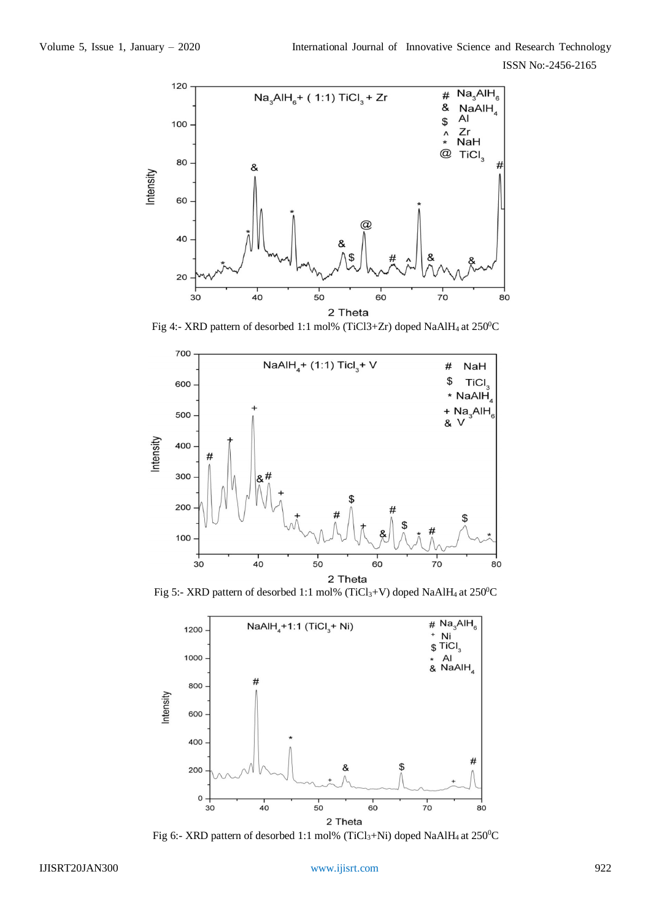Fig 4:- XRD pattern of desorbed 1:1 mol% (TiCl3+Zr) doped $NaAlH_4$ at 250$^0$C

Fig 5:- XRD pattern of desorbed 1:1 mol% ($TiCl_3$+V) doped $NaAlH_4$ at 250$^0$C

Fig 6:- XRD pattern of desorbed 1:1 mol% ($TiCl_3$+Ni) doped $NaAlH_4$ at 250$^0$C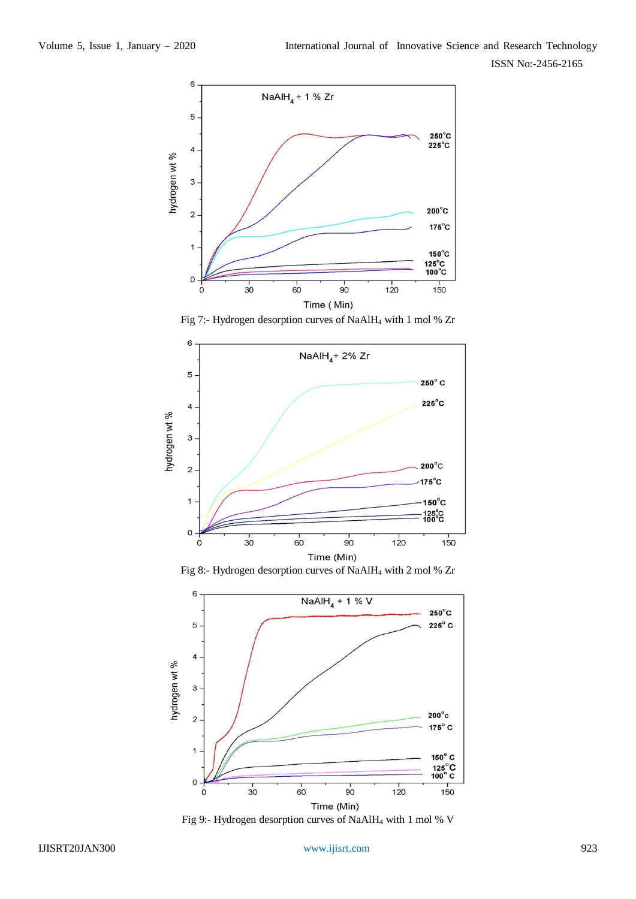Fig 7:- Hydrogen desorption curves of $NaAlH_4$ with 1 mol % Zr

Fig 8:- Hydrogen desorption curves of $NaAlH_4$ with 2 mol % Zr

Fig 9:- Hydrogen desorption curves of $NaAlH_4$ with 1 mol % V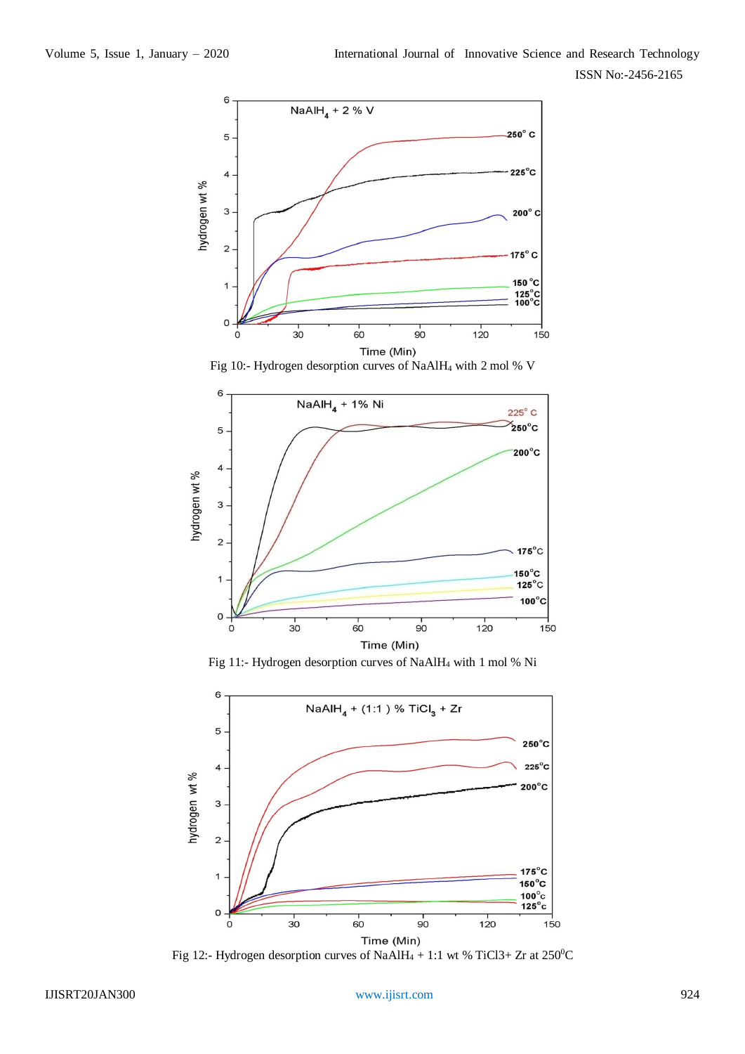Fig 10:- Hydrogen desorption curves of $NaAlH_4$ with 2 mol % V

Fig 11:- Hydrogen desorption curves of $NaAlH_4$ with 1 mol % Ni

Fig 12:- Hydrogen desorption curves of $NaAlH_4$ + 1:1 wt % $TiCl_3$+ Zr at $250^0$C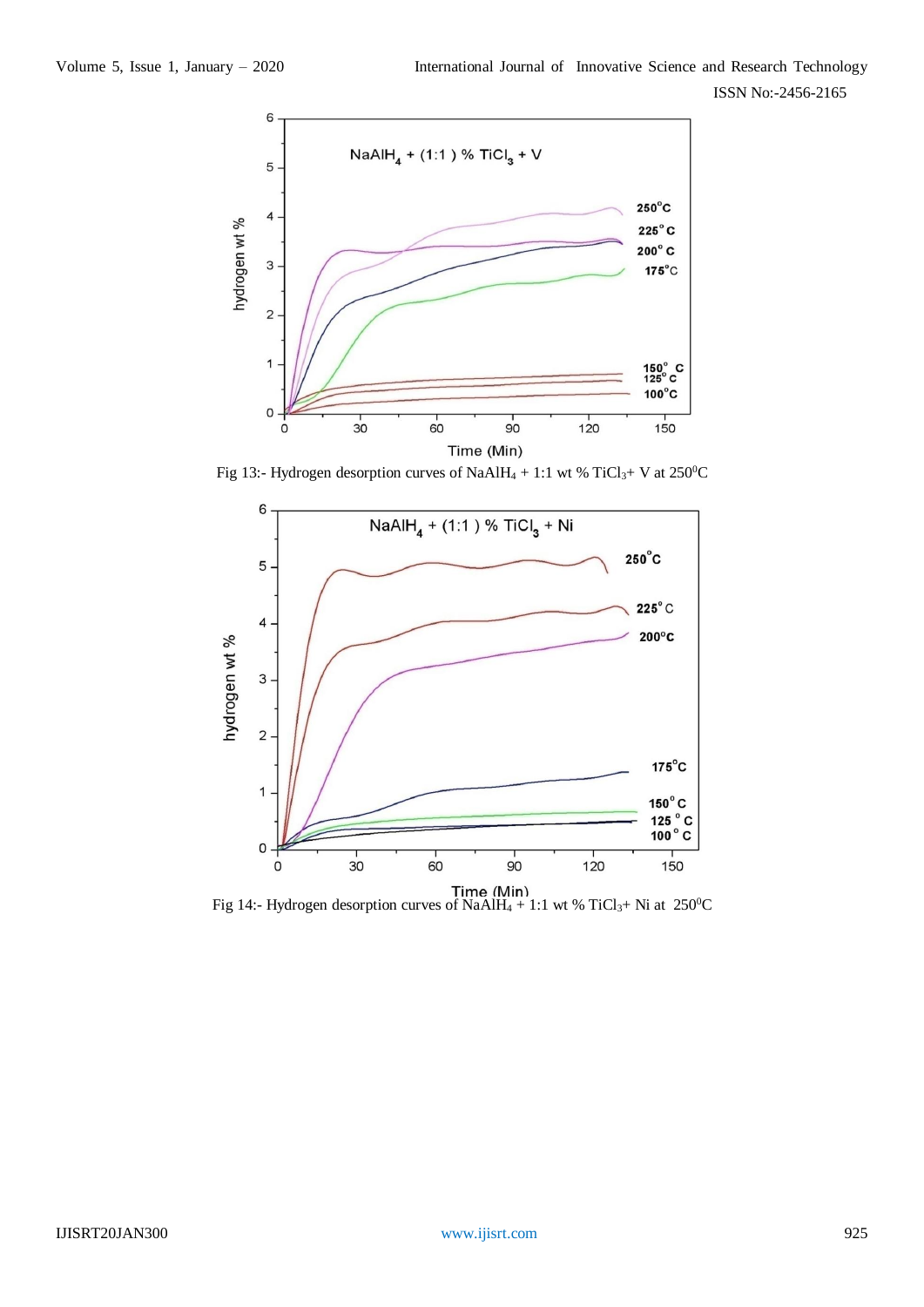$NaAlH_4$ + (1:1 ) % $TiCl_3$ + V

hydrogen wt %

6
5
4
3
2
1
0

0 30 60 90 120 150

Time (Min)

250°C
225° C
200° C
175°C
150° C
125° C
100°C

Fig 13:- Hydrogen desorption curves of $NaAlH_4$ + 1:1 wt % $TiCl_3$+ V at 250$^0$C

$NaAlH_4$ + (1:1 ) % $TiCl_3$ + Ni

hydrogen wt %

6
5
4
3
2
1
0

0 30 60 90 120 150

Time (Min)

250°C
225° C
200°C
175°C
150° C
125 ° C
100 ° C

Fig 14:- Hydrogen desorption curves of $NaAlH_4$ + 1:1 wt % $TiCl_3$+ Ni at 250$^0$C